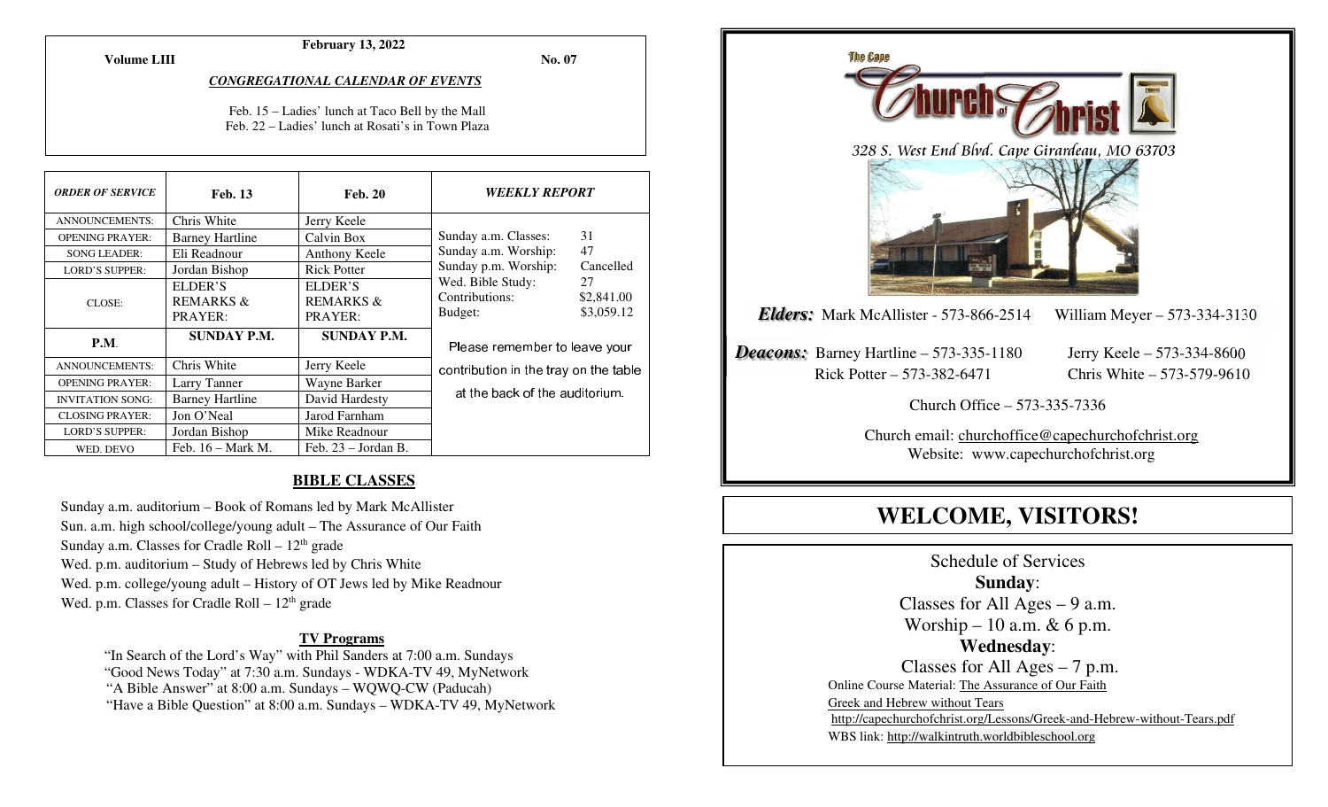**February 13, 2022**

**Volume LIII** **No. 07**

***CONGREGATIONAL CALENDAR OF EVENTS***

Feb. 15 – Ladies' lunch at Taco Bell by the Mall
Feb. 22 – Ladies' lunch at Rosati's in Town Plaza

| *ORDER OF SERVICE* | Feb. 13 | Feb. 20 |
|---|---|---|
| ANNOUNCEMENTS: | Chris White | Jerry Keele |
| OPENING PRAYER: | Barney Hartline | Calvin Box |
| SONG LEADER: | Eli Readnour | Anthony Keele |
| LORD'S SUPPER: | Jordan Bishop | Rick Potter |
| CLOSE: | ELDER'S REMARKS & PRAYER: | ELDER'S REMARKS & PRAYER: |
| **P.M.** | **SUNDAY P.M.** | **SUNDAY P.M.** |
| ANNOUNCEMENTS: | Chris White | Jerry Keele |
| OPENING PRAYER: | Larry Tanner | Wayne Barker |
| INVITATION SONG: | Barney Hartline | David Hardesty |
| CLOSING PRAYER: | Jon O'Neal | Jarod Farnham |
| LORD'S SUPPER: | Jordan Bishop | Mike Readnour |
| WED. DEVO | Feb. 16 – Mark M. | Feb. 23 – Jordan B. |

***WEEKLY REPORT***

| | |
|---|---|
| Sunday a.m. Classes: | 31 |
| Sunday a.m. Worship: | 47 |
| Sunday p.m. Worship: | Cancelled |
| Wed. Bible Study: | 27 |
| Contributions: | $2,841.00 |
| Budget: | $3,059.12 |

Please remember to leave your contribution in the tray on the table at the back of the auditorium.

## BIBLE CLASSES

Sunday a.m. auditorium – Book of Romans led by Mark McAllister
Sun. a.m. high school/college/young adult – The Assurance of Our Faith
Sunday a.m. Classes for Cradle Roll – 12th grade
Wed. p.m. auditorium – Study of Hebrews led by Chris White
Wed. p.m. college/young adult – History of OT Jews led by Mike Readnour
Wed. p.m. Classes for Cradle Roll – 12th grade

### TV Programs

"In Search of the Lord's Way" with Phil Sanders at 7:00 a.m. Sundays
"Good News Today" at 7:30 a.m. Sundays - WDKA-TV 49, MyNetwork
"A Bible Answer" at 8:00 a.m. Sundays – WQWQ-CW (Paducah)
"Have a Bible Question" at 8:00 a.m. Sundays – WDKA-TV 49, MyNetwork

# The Cape Church of Christ

328 S. West End Blvd. Cape Girardeau, MO 63703

***Elders:*** Mark McAllister - 573-866-2514 William Meyer – 573-334-3130

***Deacons:*** Barney Hartline – 573-335-1180 Jerry Keele – 573-334-8600
Rick Potter – 573-382-6471 Chris White – 573-579-9610

Church Office – 573-335-7336

Church email: churchoffice@capechurchofchrist.org
Website: www.capechurchofchrist.org

# WELCOME, VISITORS!

Schedule of Services

**Sunday**:

Classes for All Ages – 9 a.m.
Worship – 10 a.m. & 6 p.m.

**Wednesday**:

Classes for All Ages – 7 p.m.

Online Course Material: The Assurance of Our Faith
Greek and Hebrew without Tears
http://capechurchofchrist.org/Lessons/Greek-and-Hebrew-without-Tears.pdf
WBS link: http://walkintruth.worldbibleschool.org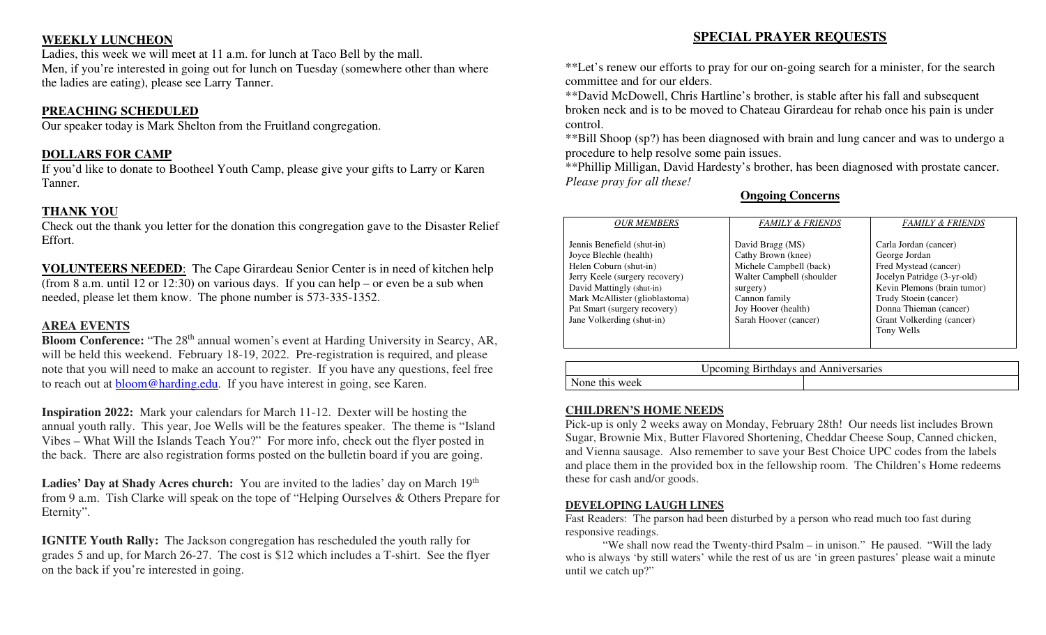## WEEKLY LUNCHEON

Ladies, this week we will meet at 11 a.m. for lunch at Taco Bell by the mall.
Men, if you're interested in going out for lunch on Tuesday (somewhere other than where the ladies are eating), please see Larry Tanner.

## PREACHING SCHEDULED

Our speaker today is Mark Shelton from the Fruitland congregation.

## DOLLARS FOR CAMP

If you'd like to donate to Bootheel Youth Camp, please give your gifts to Larry or Karen Tanner.

## THANK YOU

Check out the thank you letter for the donation this congregation gave to the Disaster Relief Effort.

**VOLUNTEERS NEEDED**: The Cape Girardeau Senior Center is in need of kitchen help (from 8 a.m. until 12 or 12:30) on various days. If you can help – or even be a sub when needed, please let them know. The phone number is 573-335-1352.

## AREA EVENTS

**Bloom Conference:** "The 28th annual women's event at Harding University in Searcy, AR, will be held this weekend. February 18-19, 2022. Pre-registration is required, and please note that you will need to make an account to register. If you have any questions, feel free to reach out at bloom@harding.edu. If you have interest in going, see Karen.

**Inspiration 2022:** Mark your calendars for March 11-12. Dexter will be hosting the annual youth rally. This year, Joe Wells will be the features speaker. The theme is "Island Vibes – What Will the Islands Teach You?" For more info, check out the flyer posted in the back. There are also registration forms posted on the bulletin board if you are going.

**Ladies' Day at Shady Acres church:** You are invited to the ladies' day on March 19th from 9 a.m. Tish Clarke will speak on the tope of "Helping Ourselves & Others Prepare for Eternity".

**IGNITE Youth Rally:** The Jackson congregation has rescheduled the youth rally for grades 5 and up, for March 26-27. The cost is $12 which includes a T-shirt. See the flyer on the back if you're interested in going.

## SPECIAL PRAYER REQUESTS

**Let's renew our efforts to pray for our on-going search for a minister, for the search committee and for our elders.
**David McDowell, Chris Hartline's brother, is stable after his fall and subsequent broken neck and is to be moved to Chateau Girardeau for rehab once his pain is under control.
**Bill Shoop (sp?) has been diagnosed with brain and lung cancer and was to undergo a procedure to help resolve some pain issues.
**Phillip Milligan, David Hardesty's brother, has been diagnosed with prostate cancer.
*Please pray for all these!*

### Ongoing Concerns

| *OUR MEMBERS* | *FAMILY & FRIENDS* | *FAMILY & FRIENDS* |
|---|---|---|
| Jennis Benefield (shut-in)<br>Joyce Blechle (health)<br>Helen Coburn (shut-in)<br>Jerry Keele (surgery recovery)<br>David Mattingly (shut-in)<br>Mark McAllister (glioblastoma)<br>Pat Smart (surgery recovery)<br>Jane Volkerding (shut-in) | David Bragg (MS)<br>Cathy Brown (knee)<br>Michele Campbell (back)<br>Walter Campbell (shoulder surgery)<br>Cannon family<br>Joy Hoover (health)<br>Sarah Hoover (cancer) | Carla Jordan (cancer)<br>George Jordan<br>Fred Mystead (cancer)<br>Jocelyn Patridge (3-yr-old)<br>Kevin Plemons (brain tumor)<br>Trudy Stoein (cancer)<br>Donna Thieman (cancer)<br>Grant Volkerding (cancer)<br>Tony Wells |

| Upcoming Birthdays and Anniversaries | |
|---|---|
| None this week | |

## CHILDREN'S HOME NEEDS

Pick-up is only 2 weeks away on Monday, February 28th! Our needs list includes Brown Sugar, Brownie Mix, Butter Flavored Shortening, Cheddar Cheese Soup, Canned chicken, and Vienna sausage. Also remember to save your Best Choice UPC codes from the labels and place them in the provided box in the fellowship room. The Children's Home redeems these for cash and/or goods.

## DEVELOPING LAUGH LINES

Fast Readers: The parson had been disturbed by a person who read much too fast during responsive readings.

"We shall now read the Twenty-third Psalm – in unison." He paused. "Will the lady who is always 'by still waters' while the rest of us are 'in green pastures' please wait a minute until we catch up?"